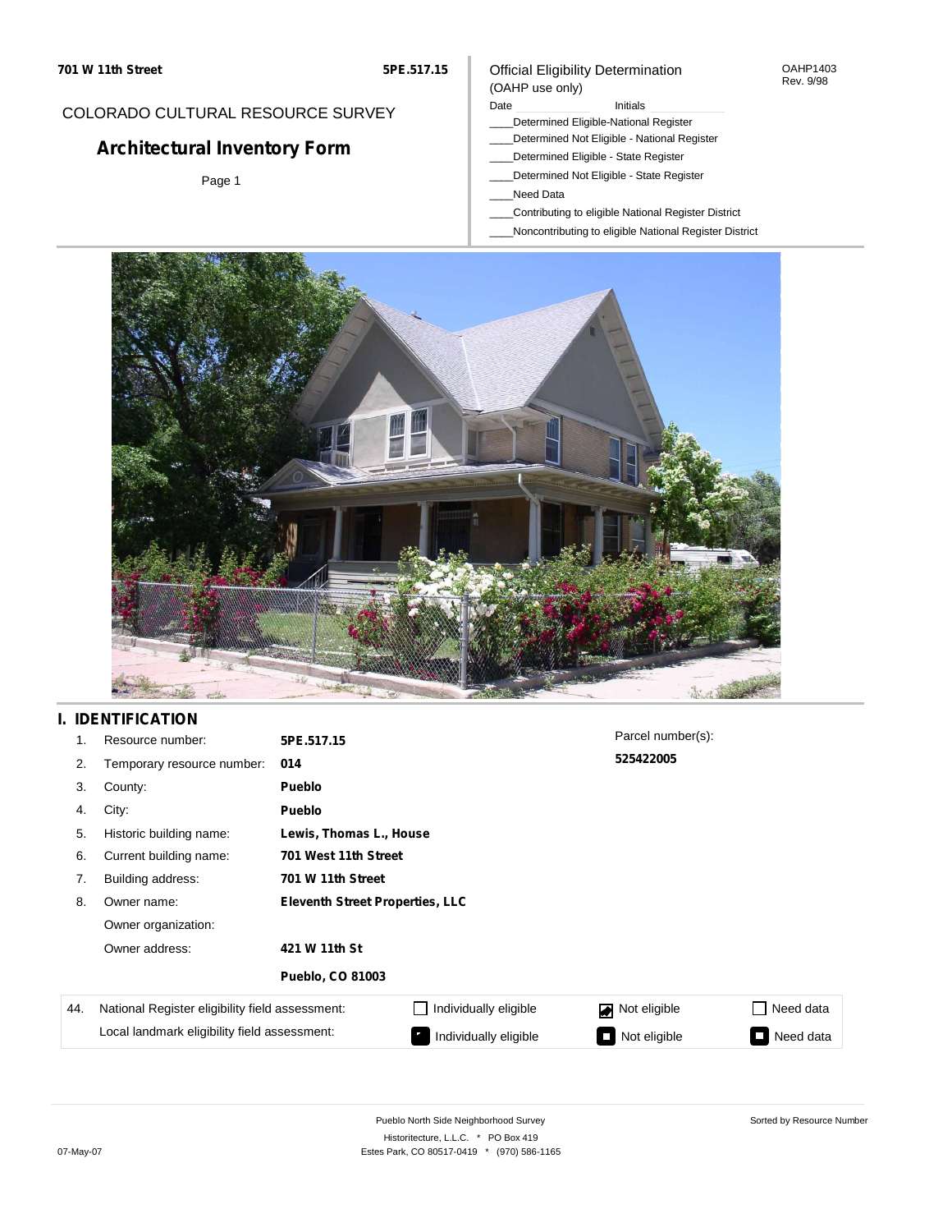**701 W 11th Street** **5PE.517.15**

COLORADO CULTURAL RESOURCE SURVEY

# Architectural Inventory Form

Page 1

Official Eligibility Determination
(OAHP use only)

OAHP1403
Rev. 9/98

Date ____________ Initials ____________

____Determined Eligible-National Register
____Determined Not Eligible - National Register
____Determined Eligible - State Register
____Determined Not Eligible - State Register
____Need Data
____Contributing to eligible National Register District
____Noncontributing to eligible National Register District

## I. IDENTIFICATION

| | | | |
|---|---|---|---|
| 1. | Resource number: | **5PE.517.15** | Parcel number(s): |
| 2. | Temporary resource number: | **014** | **525422005** |
| 3. | County: | **Pueblo** | |
| 4. | City: | **Pueblo** | |
| 5. | Historic building name: | **Lewis, Thomas L., House** | |
| 6. | Current building name: | **701 West 11th Street** | |
| 7. | Building address: | **701 W 11th Street** | |
| 8. | Owner name: | **Eleventh Street Properties, LLC** | |
| | Owner organization: | | |
| | Owner address: | **421 W 11th St** | |
| | | **Pueblo, CO 81003** | |

| 44. | | | | |
|---|---|---|---|---|
| | National Register eligibility field assessment: | ☐ Individually eligible | ☑ Not eligible | ☐ Need data |
| | Local landmark eligibility field assessment: | ☐ Individually eligible | ☐ Not eligible | ☐ Need data |

Pueblo North Side Neighborhood Survey
Historitecture, L.L.C. * PO Box 419
Estes Park, CO 80517-0419 * (970) 586-1165

Sorted by Resource Number

07-May-07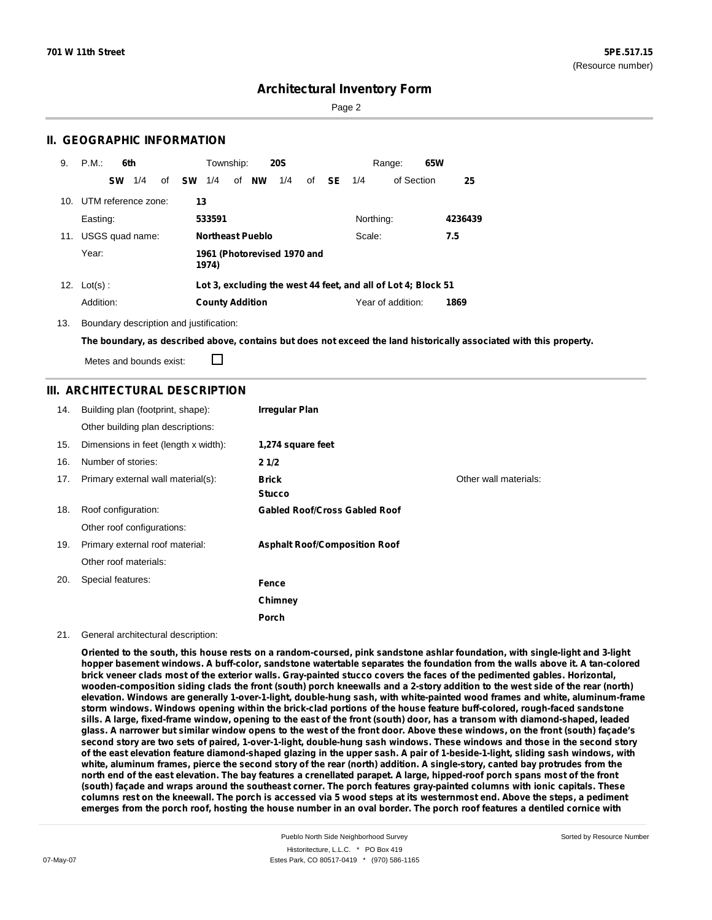## II. GEOGRAPHIC INFORMATION

9. P.M.: **6th** Township: **20S** Range: **65W**

**SW** 1/4 of **SW** 1/4 of **NW** 1/4 of **SE** 1/4 of Section **25**

10. UTM reference zone: **13**

Easting: **533591** Northing: **4236439**

11. USGS quad name: **Northeast Pueblo** Scale: **7.5**

Year: **1961 (Photorevised 1970 and 1974)**

12. Lot(s) : **Lot 3, excluding the west 44 feet, and all of Lot 4; Block 51**

Addition: **County Addition** Year of addition: **1869**

13. Boundary description and justification:

**The boundary, as described above, contains but does not exceed the land historically associated with this property.**

Metes and bounds exist: ☐

## III. ARCHITECTURAL DESCRIPTION

14. Building plan (footprint, shape): **Irregular Plan**

Other building plan descriptions:

15. Dimensions in feet (length x width): **1,274 square feet**

16. Number of stories: **2 1/2**

17. Primary external wall material(s): **Brick**, **Stucco** Other wall materials:

18. Roof configuration: **Gabled Roof/Cross Gabled Roof**

Other roof configurations:

19. Primary external roof material: **Asphalt Roof/Composition Roof**

Other roof materials:

20. Special features: **Fence**, **Chimney**, **Porch**

21. General architectural description:

**Oriented to the south, this house rests on a random-coursed, pink sandstone ashlar foundation, with single-light and 3-light hopper basement windows. A buff-color, sandstone watertable separates the foundation from the walls above it. A tan-colored brick veneer clads most of the exterior walls. Gray-painted stucco covers the faces of the pedimented gables. Horizontal, wooden-composition siding clads the front (south) porch kneewalls and a 2-story addition to the west side of the rear (north) elevation. Windows are generally 1-over-1-light, double-hung sash, with white-painted wood frames and white, aluminum-frame storm windows. Windows opening within the brick-clad portions of the house feature buff-colored, rough-faced sandstone sills. A large, fixed-frame window, opening to the east of the front (south) door, has a transom with diamond-shaped, leaded glass. A narrower but similar window opens to the west of the front door. Above these windows, on the front (south) façade's second story are two sets of paired, 1-over-1-light, double-hung sash windows. These windows and those in the second story of the east elevation feature diamond-shaped glazing in the upper sash. A pair of 1-beside-1-light, sliding sash windows, with white, aluminum frames, pierce the second story of the rear (north) addition. A single-story, canted bay protrudes from the north end of the east elevation. The bay features a crenellated parapet. A large, hipped-roof porch spans most of the front (south) façade and wraps around the southeast corner. The porch features gray-painted columns with ionic capitals. These columns rest on the kneewall. The porch is accessed via 5 wood steps at its westernmost end. Above the steps, a pediment emerges from the porch roof, hosting the house number in an oval border. The porch roof features a dentiled cornice with**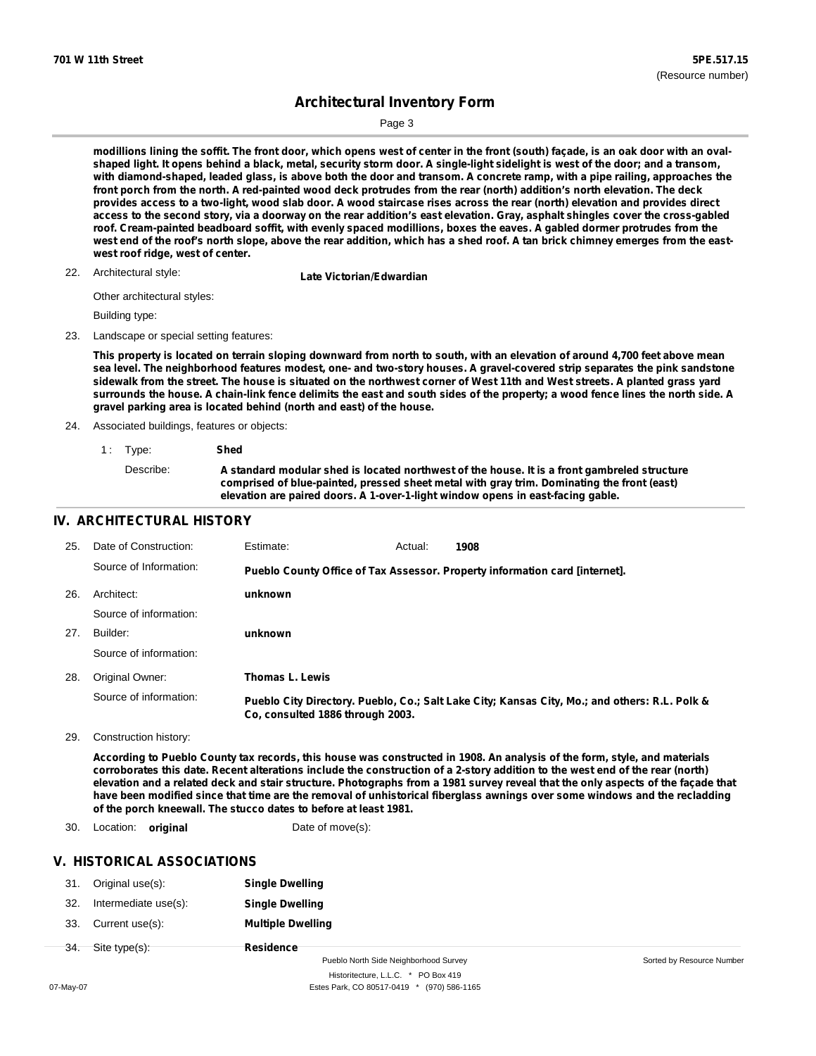**modillions lining the soffit. The front door, which opens west of center in the front (south) façade, is an oak door with an oval-shaped light. It opens behind a black, metal, security storm door. A single-light sidelight is west of the door; and a transom, with diamond-shaped, leaded glass, is above both the door and transom. A concrete ramp, with a pipe railing, approaches the front porch from the north. A red-painted wood deck protrudes from the rear (north) addition's north elevation. The deck provides access to a two-light, wood slab door. A wood staircase rises across the rear (north) elevation and provides direct access to the second story, via a doorway on the rear addition's east elevation. Gray, asphalt shingles cover the cross-gabled roof. Cream-painted beadboard soffit, with evenly spaced modillions, boxes the eaves. A gabled dormer protrudes from the west end of the roof's north slope, above the rear addition, which has a shed roof. A tan brick chimney emerges from the east-west roof ridge, west of center.**

22. Architectural style: **Late Victorian/Edwardian**

Other architectural styles:

Building type:

23. Landscape or special setting features:

**This property is located on terrain sloping downward from north to south, with an elevation of around 4,700 feet above mean sea level. The neighborhood features modest, one- and two-story houses. A gravel-covered strip separates the pink sandstone sidewalk from the street. The house is situated on the northwest corner of West 11th and West streets. A planted grass yard surrounds the house. A chain-link fence delimits the east and south sides of the property; a wood fence lines the north side. A gravel parking area is located behind (north and east) of the house.**

24. Associated buildings, features or objects:

1 : Type: **Shed**

Describe: **A standard modular shed is located northwest of the house. It is a front gambreled structure comprised of blue-painted, pressed sheet metal with gray trim. Dominating the front (east) elevation are paired doors. A 1-over-1-light window opens in east-facing gable.**

## IV. ARCHITECTURAL HISTORY

25. Date of Construction: Estimate: Actual: **1908**

Source of Information: **Pueblo County Office of Tax Assessor. Property information card [internet].**

26. Architect: **unknown**

Source of information:

27. Builder: **unknown**

Source of information:

28. Original Owner: **Thomas L. Lewis**

Source of information: **Pueblo City Directory. Pueblo, Co.; Salt Lake City; Kansas City, Mo.; and others: R.L. Polk & Co, consulted 1886 through 2003.**

29. Construction history:

**According to Pueblo County tax records, this house was constructed in 1908. An analysis of the form, style, and materials corroborates this date. Recent alterations include the construction of a 2-story addition to the west end of the rear (north) elevation and a related deck and stair structure. Photographs from a 1981 survey reveal that the only aspects of the façade that have been modified since that time are the removal of unhistorical fiberglass awnings over some windows and the recladding of the porch kneewall. The stucco dates to before at least 1981.**

30. Location: **original** Date of move(s):

## V. HISTORICAL ASSOCIATIONS

31. Original use(s): **Single Dwelling**

32. Intermediate use(s): **Single Dwelling**

33. Current use(s): **Multiple Dwelling**

34. Site type(s): **Residence**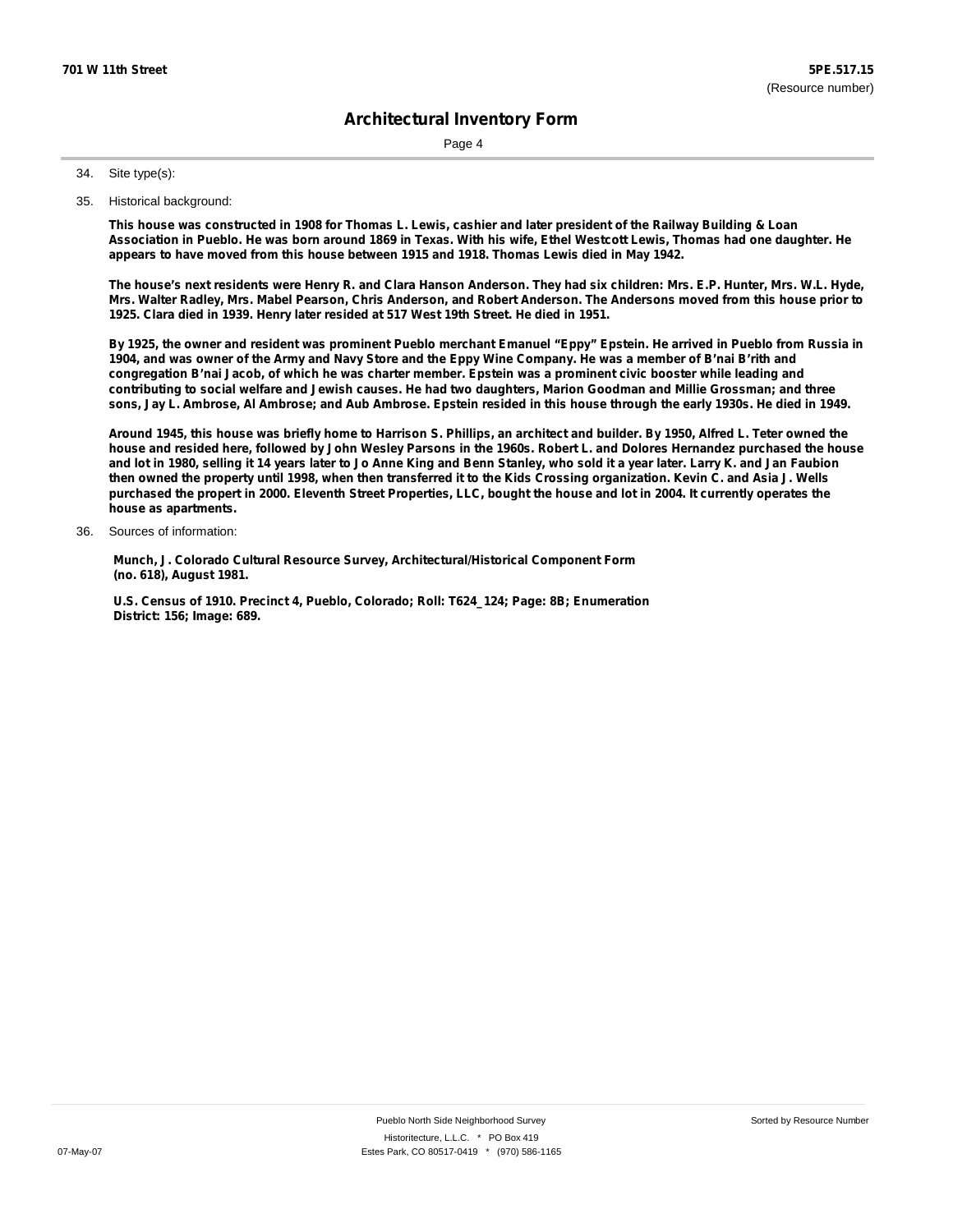## Architectural Inventory Form

34. Site type(s):

35. Historical background:

**This house was constructed in 1908 for Thomas L. Lewis, cashier and later president of the Railway Building & Loan Association in Pueblo. He was born around 1869 in Texas. With his wife, Ethel Westcott Lewis, Thomas had one daughter. He appears to have moved from this house between 1915 and 1918. Thomas Lewis died in May 1942.**

**The house's next residents were Henry R. and Clara Hanson Anderson. They had six children: Mrs. E.P. Hunter, Mrs. W.L. Hyde, Mrs. Walter Radley, Mrs. Mabel Pearson, Chris Anderson, and Robert Anderson. The Andersons moved from this house prior to 1925. Clara died in 1939. Henry later resided at 517 West 19th Street. He died in 1951.**

**By 1925, the owner and resident was prominent Pueblo merchant Emanuel "Eppy" Epstein. He arrived in Pueblo from Russia in 1904, and was owner of the Army and Navy Store and the Eppy Wine Company. He was a member of B'nai B'rith and congregation B'nai Jacob, of which he was charter member. Epstein was a prominent civic booster while leading and contributing to social welfare and Jewish causes. He had two daughters, Marion Goodman and Millie Grossman; and three sons, Jay L. Ambrose, Al Ambrose; and Aub Ambrose. Epstein resided in this house through the early 1930s. He died in 1949.**

**Around 1945, this house was briefly home to Harrison S. Phillips, an architect and builder. By 1950, Alfred L. Teter owned the house and resided here, followed by John Wesley Parsons in the 1960s. Robert L. and Dolores Hernandez purchased the house and lot in 1980, selling it 14 years later to Jo Anne King and Benn Stanley, who sold it a year later. Larry K. and Jan Faubion then owned the property until 1998, when then transferred it to the Kids Crossing organization. Kevin C. and Asia J. Wells purchased the propert in 2000. Eleventh Street Properties, LLC, bought the house and lot in 2004. It currently operates the house as apartments.**

36. Sources of information:

**Munch, J. Colorado Cultural Resource Survey, Architectural/Historical Component Form (no. 618), August 1981.**

**U.S. Census of 1910. Precinct 4, Pueblo, Colorado; Roll: T624_124; Page: 8B; Enumeration District: 156; Image: 689.**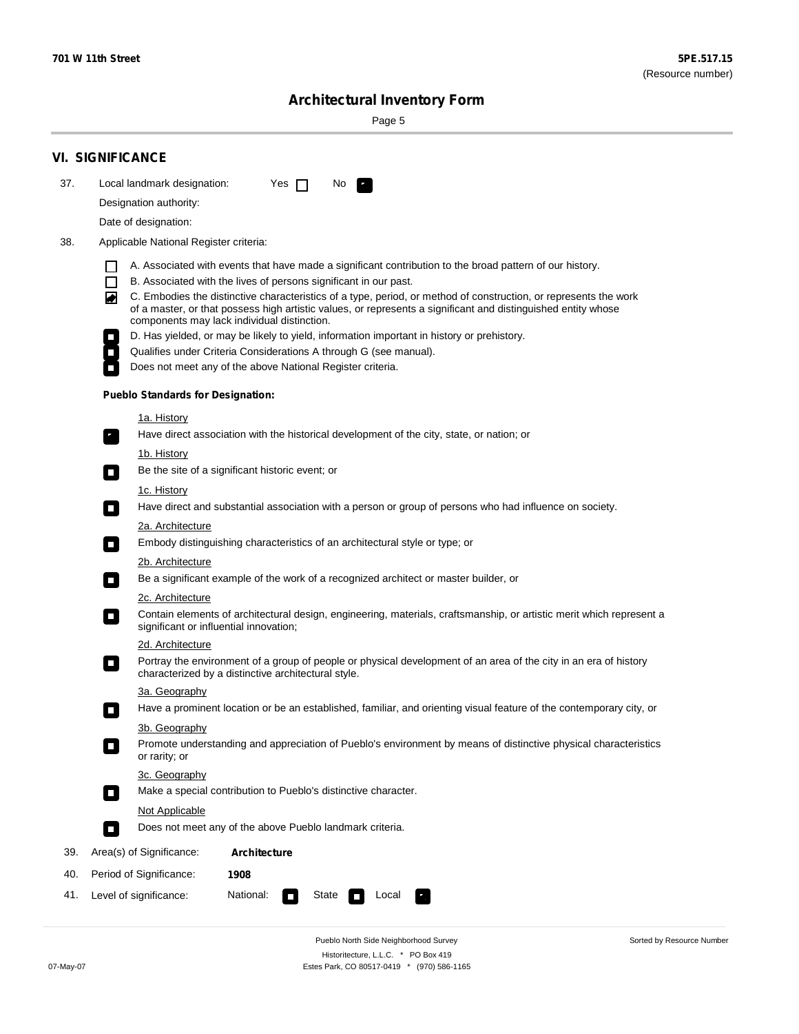## VI. SIGNIFICANCE

37. Local landmark designation: Yes ☐ No ☑

Designation authority:

Date of designation:

38. Applicable National Register criteria:

- ☐ A. Associated with events that have made a significant contribution to the broad pattern of our history.
- ☐ B. Associated with the lives of persons significant in our past.
- ☑ C. Embodies the distinctive characteristics of a type, period, or method of construction, or represents the work of a master, or that possess high artistic values, or represents a significant and distinguished entity whose components may lack individual distinction.
- ☐ D. Has yielded, or may be likely to yield, information important in history or prehistory.
- ☐ Qualifies under Criteria Considerations A through G (see manual).
- ☐ Does not meet any of the above National Register criteria.

**Pueblo Standards for Designation:**

1a. History

☑ Have direct association with the historical development of the city, state, or nation; or

1b. History

☐ Be the site of a significant historic event; or

1c. History

☐ Have direct and substantial association with a person or group of persons who had influence on society.

2a. Architecture

☐ Embody distinguishing characteristics of an architectural style or type; or

2b. Architecture

☐ Be a significant example of the work of a recognized architect or master builder, or

2c. Architecture

☐ Contain elements of architectural design, engineering, materials, craftsmanship, or artistic merit which represent a significant or influential innovation;

2d. Architecture

☐ Portray the environment of a group of people or physical development of an area of the city in an era of history characterized by a distinctive architectural style.

3a. Geography

☐ Have a prominent location or be an established, familiar, and orienting visual feature of the contemporary city, or

3b. Geography

☐ Promote understanding and appreciation of Pueblo's environment by means of distinctive physical characteristics or rarity; or

3c. Geography

☐ Make a special contribution to Pueblo's distinctive character.

Not Applicable

☐ Does not meet any of the above Pueblo landmark criteria.

39. Area(s) of Significance: **Architecture**

40. Period of Significance: **1908**

41. Level of significance: National: ☐ State ☐ Local ☑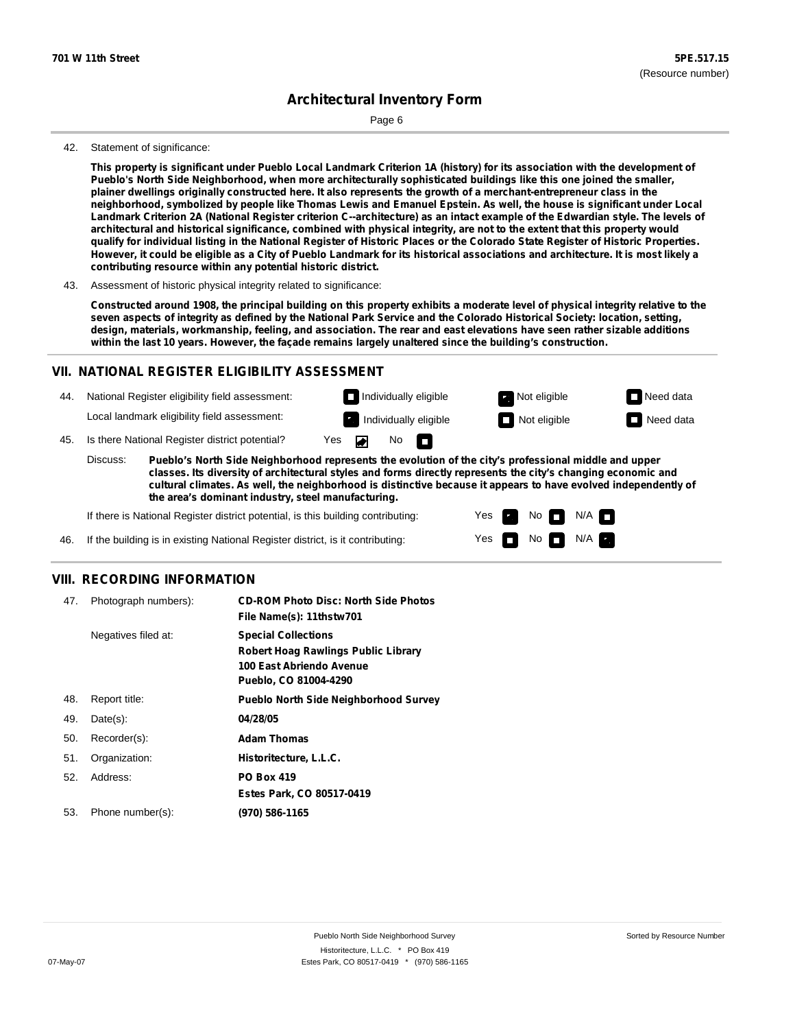**701 W 11th Street** **5PE.517.15**
(Resource number)

# Architectural Inventory Form

42. Statement of significance:

**This property is significant under Pueblo Local Landmark Criterion 1A (history) for its association with the development of Pueblo's North Side Neighborhood, when more architecturally sophisticated buildings like this one joined the smaller, plainer dwellings originally constructed here. It also represents the growth of a merchant-entrepreneur class in the neighborhood, symbolized by people like Thomas Lewis and Emanuel Epstein. As well, the house is significant under Local Landmark Criterion 2A (National Register criterion C--architecture) as an intact example of the Edwardian style. The levels of architectural and historical significance, combined with physical integrity, are not to the extent that this property would qualify for individual listing in the National Register of Historic Places or the Colorado State Register of Historic Properties. However, it could be eligible as a City of Pueblo Landmark for its historical associations and architecture. It is most likely a contributing resource within any potential historic district.**

43. Assessment of historic physical integrity related to significance:

**Constructed around 1908, the principal building on this property exhibits a moderate level of physical integrity relative to the seven aspects of integrity as defined by the National Park Service and the Colorado Historical Society: location, setting, design, materials, workmanship, feeling, and association. The rear and east elevations have seen rather sizable additions within the last 10 years. However, the façade remains largely unaltered since the building's construction.**

## VII. NATIONAL REGISTER ELIGIBILITY ASSESSMENT

44. National Register eligibility field assessment: ☐ Individually eligible ☒ Not eligible ☐ Need data

Local landmark eligibility field assessment: ☒ Individually eligible ☐ Not eligible ☐ Need data

45. Is there National Register district potential? Yes ☒ No ☐

Discuss: **Pueblo's North Side Neighborhood represents the evolution of the city's professional middle and upper classes. Its diversity of architectural styles and forms directly represents the city's changing economic and cultural climates. As well, the neighborhood is distinctive because it appears to have evolved independently of the area's dominant industry, steel manufacturing.**

If there is National Register district potential, is this building contributing: Yes ☒ No ☐ N/A ☐

46. If the building is in existing National Register district, is it contributing: Yes ☐ No ☐ N/A ☒

## VIII. RECORDING INFORMATION

47. Photograph numbers): **CD-ROM Photo Disc: North Side Photos**
**File Name(s): 11thstw701**

Negatives filed at: **Special Collections**
**Robert Hoag Rawlings Public Library**
**100 East Abriendo Avenue**
**Pueblo, CO 81004-4290**

48. Report title: **Pueblo North Side Neighborhood Survey**

49. Date(s): **04/28/05**

50. Recorder(s): **Adam Thomas**

51. Organization: **Historitecture, L.L.C.**

52. Address: **PO Box 419**
**Estes Park, CO 80517-0419**

53. Phone number(s): **(970) 586-1165**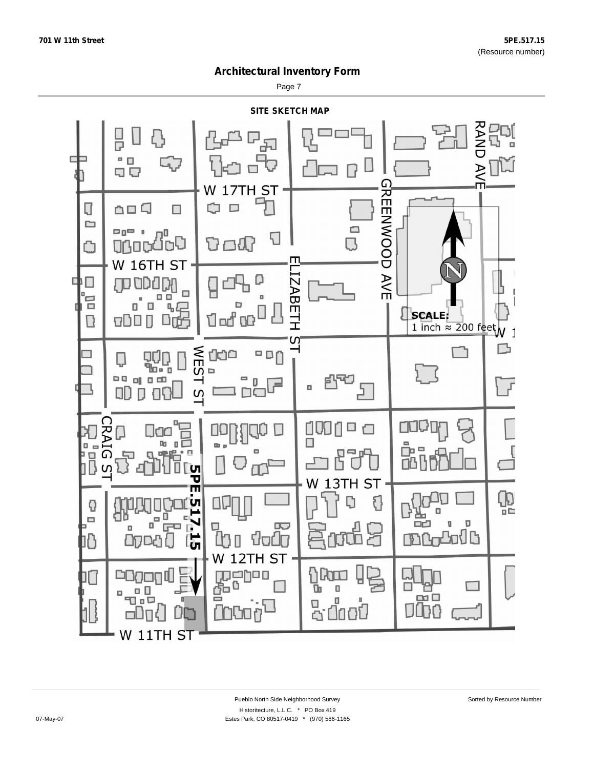# Architectural Inventory Form

## SITE SKETCH MAP

W 17TH ST

W 16TH ST

W 13TH ST

W 12TH ST

W 11TH ST

RAND AVE

GREENWOOD AVE

ELIZABETH ST

WEST ST

CRAIG ST

5PE.517.15

SCALE:
1 inch ≈ 200 feet

N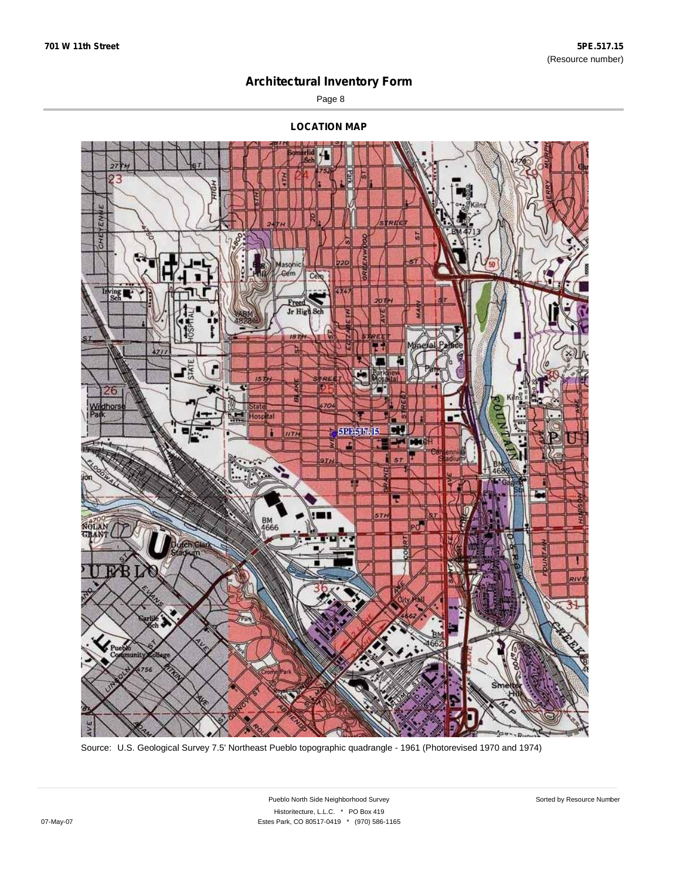# Architectural Inventory Form

## LOCATION MAP

Source: U.S. Geological Survey 7.5' Northeast Pueblo topographic quadrangle - 1961 (Photorevised 1970 and 1974)